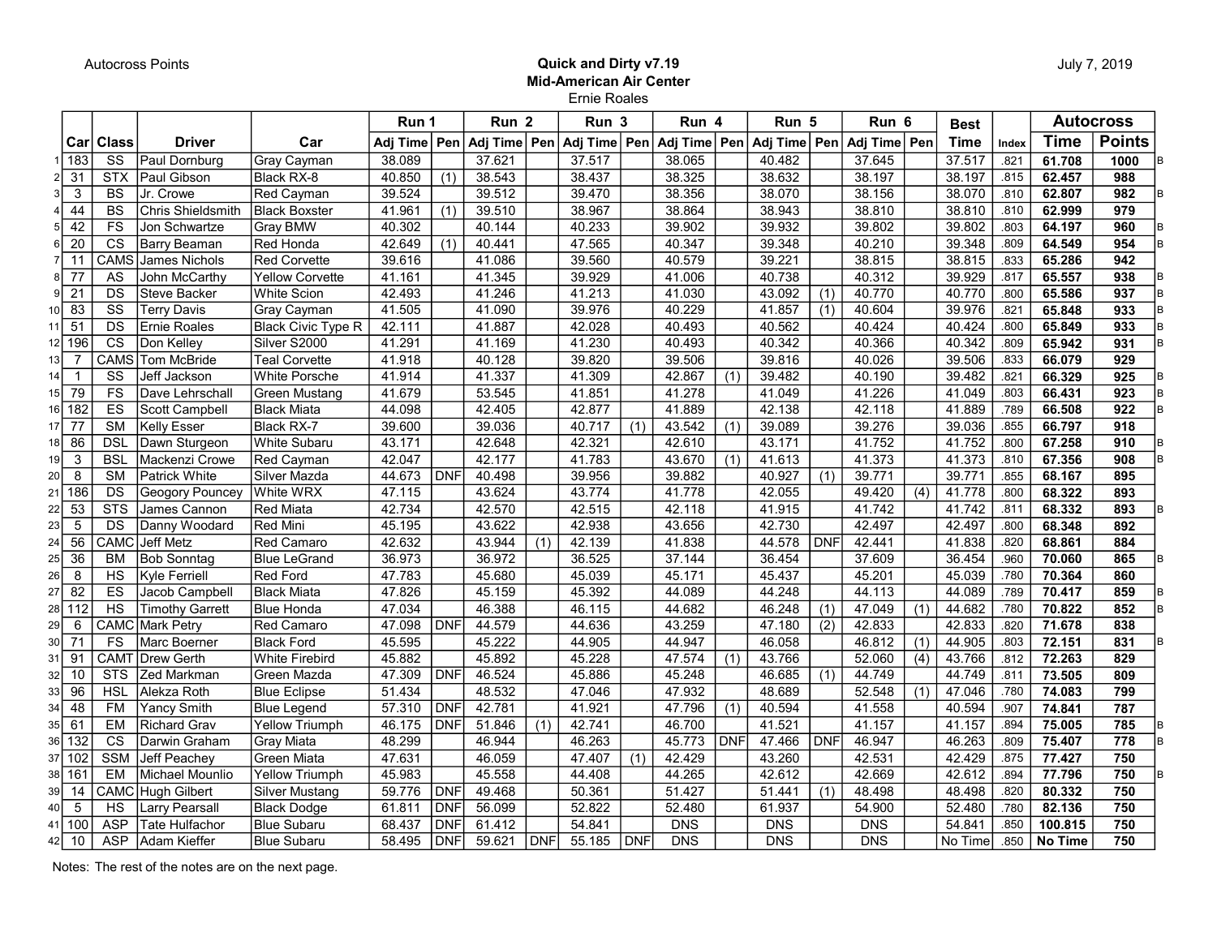Autocross Points

**Quick and Dirty v7.19**
**Mid-American Air Center**
Ernie Roales

July 7, 2019

| | Car | Class | Driver | Car | Run 1 | | Run 2 | | Run 3 | | Run 4 | | Run 5 | | Run 6 | | Best | Index | Autocross | | |
|---|---|---|---|---|---|---|---|---|---|---|---|---|---|---|---|---|---|---|---|---|---|
| | | | | | Adj Time | Pen | Adj Time | Pen | Adj Time | Pen | Adj Time | Pen | Adj Time | Pen | Adj Time | Pen | Time | | Time | Points | |
| 1 | 183 | SS | Paul Dornburg | Gray Cayman | 38.089 | | 37.621 | | 37.517 | | 38.065 | | 40.482 | | 37.645 | | 37.517 | .821 | **61.708** | **1000** | B |
| 2 | 31 | STX | Paul Gibson | Black RX-8 | 40.850 | (1) | 38.543 | | 38.437 | | 38.325 | | 38.632 | | 38.197 | | 38.197 | .815 | **62.457** | **988** | |
| 3 | 3 | BS | Jr. Crowe | Red Cayman | 39.524 | | 39.512 | | 39.470 | | 38.356 | | 38.070 | | 38.156 | | 38.070 | .810 | **62.807** | **982** | B |
| 4 | 44 | BS | Chris Shieldssmith | Black Boxster | 41.961 | (1) | 39.510 | | 38.967 | | 38.864 | | 38.943 | | 38.810 | | 38.810 | .810 | **62.999** | **979** | |
| 5 | 42 | FS | Jon Schwartze | Gray BMW | 40.302 | | 40.144 | | 40.233 | | 39.902 | | 39.932 | | 39.802 | | 39.802 | .803 | **64.197** | **960** | B |
| 6 | 20 | CS | Barry Beaman | Red Honda | 42.649 | (1) | 40.441 | | 47.565 | | 40.347 | | 39.348 | | 40.210 | | 39.348 | .809 | **64.549** | **954** | B |
| 7 | 11 | CAMS | James Nichols | Red Corvette | 39.616 | | 41.086 | | 39.560 | | 40.579 | | 39.221 | | 38.815 | | 38.815 | .833 | **65.286** | **942** | |
| 8 | 77 | AS | John McCarthy | Yellow Corvette | 41.161 | | 41.345 | | 39.929 | | 41.006 | | 40.738 | | 40.312 | | 39.929 | .817 | **65.557** | **938** | B |
| 9 | 21 | DS | Steve Backer | White Scion | 42.493 | | 41.246 | | 41.213 | | 41.030 | | 43.092 | (1) | 40.770 | | 40.770 | .800 | **65.586** | **937** | B |
| 10 | 83 | SS | Terry Davis | Gray Cayman | 41.505 | | 41.090 | | 39.976 | | 40.229 | | 41.857 | (1) | 40.604 | | 39.976 | .821 | **65.848** | **933** | B |
| 11 | 51 | DS | Ernie Roales | Black Civic Type R | 42.111 | | 41.887 | | 42.028 | | 40.493 | | 40.562 | | 40.424 | | 40.424 | .800 | **65.849** | **933** | B |
| 12 | 196 | CS | Don Kelley | Silver S2000 | 41.291 | | 41.169 | | 41.230 | | 40.493 | | 40.342 | | 40.366 | | 40.342 | .809 | **65.942** | **931** | B |
| 13 | 7 | CAMS | Tom McBride | Teal Corvette | 41.918 | | 40.128 | | 39.820 | | 39.506 | | 39.816 | | 40.026 | | 39.506 | .833 | **66.079** | **929** | |
| 14 | 1 | SS | Jeff Jackson | White Porsche | 41.914 | | 41.337 | | 41.309 | | 42.867 | (1) | 39.482 | | 40.190 | | 39.482 | .821 | **66.329** | **925** | B |
| 15 | 79 | FS | Dave Lehrschall | Green Mustang | 41.679 | | 53.545 | | 41.851 | | 41.278 | | 41.049 | | 41.226 | | 41.049 | .803 | **66.431** | **923** | B |
| 16 | 182 | ES | Scott Campbell | Black Miata | 44.098 | | 42.405 | | 42.877 | | 41.889 | | 42.138 | | 42.118 | | 41.889 | .789 | **66.508** | **922** | B |
| 17 | 77 | SM | Kelly Esser | Black RX-7 | 39.600 | | 39.036 | | 40.717 | (1) | 43.542 | (1) | 39.089 | | 39.276 | | 39.036 | .855 | **66.797** | **918** | |
| 18 | 86 | DSL | Dawn Sturgeon | White Subaru | 43.171 | | 42.648 | | 42.321 | | 42.610 | | 43.171 | | 41.752 | | 41.752 | .800 | **67.258** | **910** | B |
| 19 | 3 | BSL | Mackenzi Crowe | Red Cayman | 42.047 | | 42.177 | | 41.783 | | 43.670 | (1) | 41.613 | | 41.373 | | 41.373 | .810 | **67.356** | **908** | B |
| 20 | 8 | SM | Patrick White | Silver Mazda | 44.673 | DNF | 40.498 | | 39.956 | | 39.882 | | 40.927 | (1) | 39.771 | | 39.771 | .855 | **68.167** | **895** | |
| 21 | 186 | DS | Geogory Pouncey | White WRX | 47.115 | | 43.624 | | 43.774 | | 41.778 | | 42.055 | | 49.420 | (4) | 41.778 | .800 | **68.322** | **893** | |
| 22 | 53 | STS | James Cannon | Red Miata | 42.734 | | 42.570 | | 42.515 | | 42.118 | | 41.915 | | 41.742 | | 41.742 | .811 | **68.332** | **893** | B |
| 23 | 5 | DS | Danny Woodard | Red Mini | 45.195 | | 43.622 | | 42.938 | | 43.656 | | 42.730 | | 42.497 | | 42.497 | .800 | **68.348** | **892** | |
| 24 | 56 | CAMC | Jeff Metz | Red Camaro | 42.632 | | 43.944 | (1) | 42.139 | | 41.838 | | 44.578 | DNF | 42.441 | | 41.838 | .820 | **68.861** | **884** | |
| 25 | 36 | BM | Bob Sonntag | Blue LeGrand | 36.973 | | 36.972 | | 36.525 | | 37.144 | | 36.454 | | 37.609 | | 36.454 | .960 | **70.060** | **865** | B |
| 26 | 8 | HS | Kyle Ferriell | Red Ford | 47.783 | | 45.680 | | 45.039 | | 45.171 | | 45.437 | | 45.201 | | 45.039 | .780 | **70.364** | **860** | |
| 27 | 82 | ES | Jacob Campbell | Black Miata | 47.826 | | 45.159 | | 45.392 | | 44.089 | | 44.248 | | 44.113 | | 44.089 | .789 | **70.417** | **859** | B |
| 28 | 112 | HS | Timothy Garrett | Blue Honda | 47.034 | | 46.388 | | 46.115 | | 44.682 | | 46.248 | (1) | 47.049 | (1) | 44.682 | .780 | **70.822** | **852** | B |
| 29 | 6 | CAMC | Mark Petry | Red Camaro | 47.098 | DNF | 44.579 | | 44.636 | | 43.259 | | 47.180 | (2) | 42.833 | | 42.833 | .820 | **71.678** | **838** | |
| 30 | 71 | FS | Marc Boerner | Black Ford | 45.595 | | 45.222 | | 44.905 | | 44.947 | | 46.058 | | 46.812 | (1) | 44.905 | .803 | **72.151** | **831** | B |
| 31 | 91 | CAMT | Drew Gerth | White Firebird | 45.882 | | 45.892 | | 45.228 | | 47.574 | (1) | 43.766 | | 52.060 | (4) | 43.766 | .812 | **72.263** | **829** | |
| 32 | 10 | STS | Zed Markman | Green Mazda | 47.309 | DNF | 46.524 | | 45.886 | | 45.248 | | 46.685 | (1) | 44.749 | | 44.749 | .811 | **73.505** | **809** | |
| 33 | 96 | HSL | Alekza Roth | Blue Eclipse | 51.434 | | 48.532 | | 47.046 | | 47.932 | | 48.689 | | 52.548 | (1) | 47.046 | .780 | **74.083** | **799** | |
| 34 | 48 | FM | Yancy Smith | Blue Legend | 57.310 | DNF | 42.781 | | 41.921 | | 47.796 | (1) | 40.594 | | 41.558 | | 40.594 | .907 | **74.841** | **787** | |
| 35 | 61 | EM | Richard Grav | Yellow Triumph | 46.175 | DNF | 51.846 | (1) | 42.741 | | 46.700 | | 41.521 | | 41.157 | | 41.157 | .894 | **75.005** | **785** | B |
| 36 | 132 | CS | Darwin Graham | Gray Miata | 48.299 | | 46.944 | | 46.263 | | 45.773 | DNF | 47.466 | DNF | 46.947 | | 46.263 | .809 | **75.407** | **778** | B |
| 37 | 102 | SSM | Jeff Peachey | Green Miata | 47.631 | | 46.059 | | 47.407 | (1) | 42.429 | | 43.260 | | 42.531 | | 42.429 | .875 | **77.427** | **750** | |
| 38 | 161 | EM | Michael Mounlio | Yellow Triumph | 45.983 | | 45.558 | | 44.408 | | 44.265 | | 42.612 | | 42.669 | | 42.612 | .894 | **77.796** | **750** | B |
| 39 | 14 | CAMC | Hugh Gilbert | Silver Mustang | 59.776 | DNF | 49.468 | | 50.361 | | 51.427 | | 51.441 | (1) | 48.498 | | 48.498 | .820 | **80.332** | **750** | |
| 40 | 5 | HS | Larry Pearsall | Black Dodge | 61.811 | DNF | 56.099 | | 52.822 | | 52.480 | | 61.937 | | 54.900 | | 52.480 | .780 | **82.136** | **750** | |
| 41 | 100 | ASP | Tate Hulfachor | Blue Subaru | 68.437 | DNF | 61.412 | | 54.841 | | DNS | | DNS | | DNS | | 54.841 | .850 | **100.815** | **750** | |
| 42 | 10 | ASP | Adam Kieffer | Blue Subaru | 58.495 | DNF | 59.621 | DNF | 55.185 | DNF | DNS | | DNS | | DNS | | No Time | .850 | **No Time** | **750** | |

Notes: The rest of the notes are on the next page.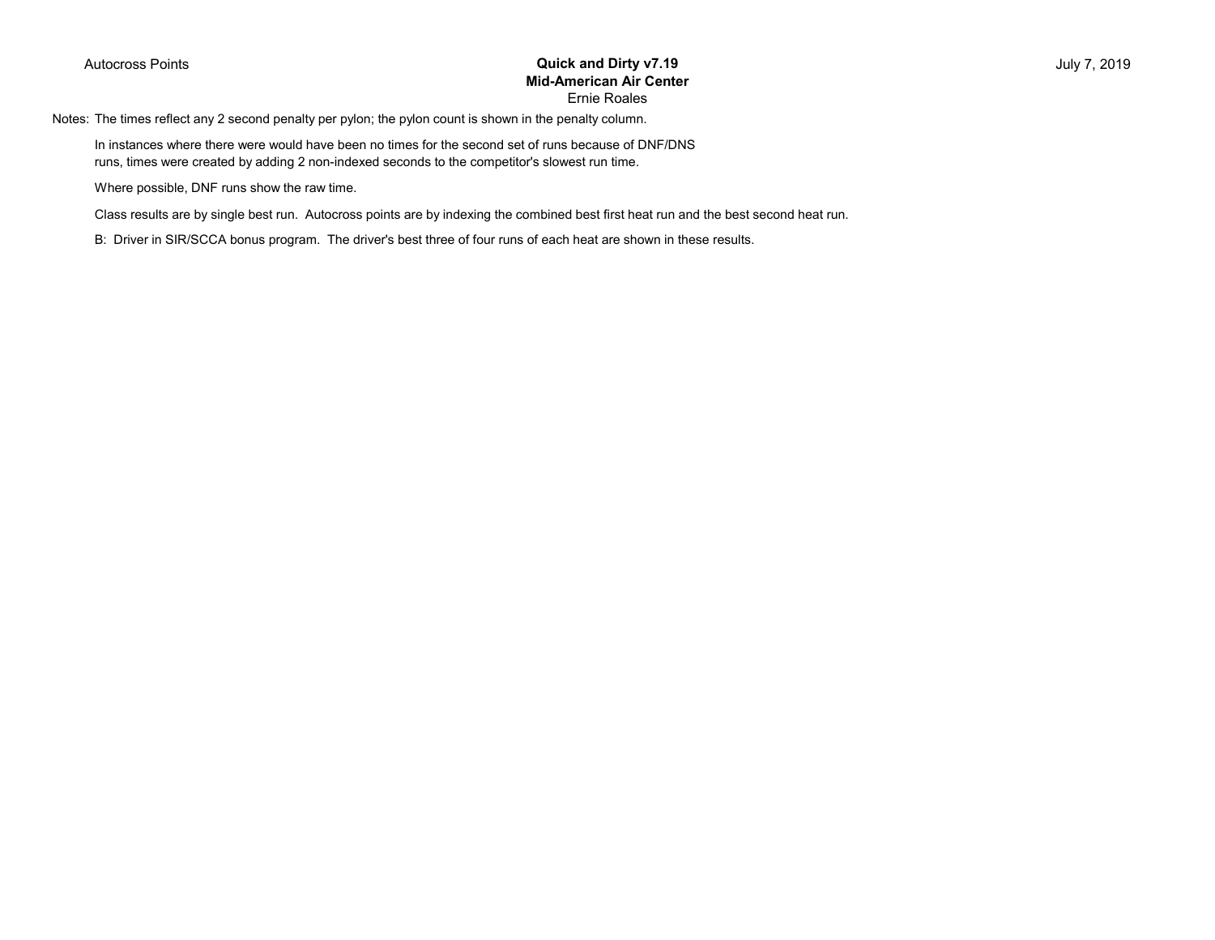Autocross Points

**Quick and Dirty v7.19**
**Mid-American Air Center**
Ernie Roales

July 7, 2019

Notes: The times reflect any 2 second penalty per pylon; the pylon count is shown in the penalty column.

In instances where there were would have been no times for the second set of runs because of DNF/DNS runs, times were created by adding 2 non-indexed seconds to the competitor's slowest run time.

Where possible, DNF runs show the raw time.

Class results are by single best run. Autocross points are by indexing the combined best first heat run and the best second heat run.

B: Driver in SIR/SCCA bonus program. The driver's best three of four runs of each heat are shown in these results.